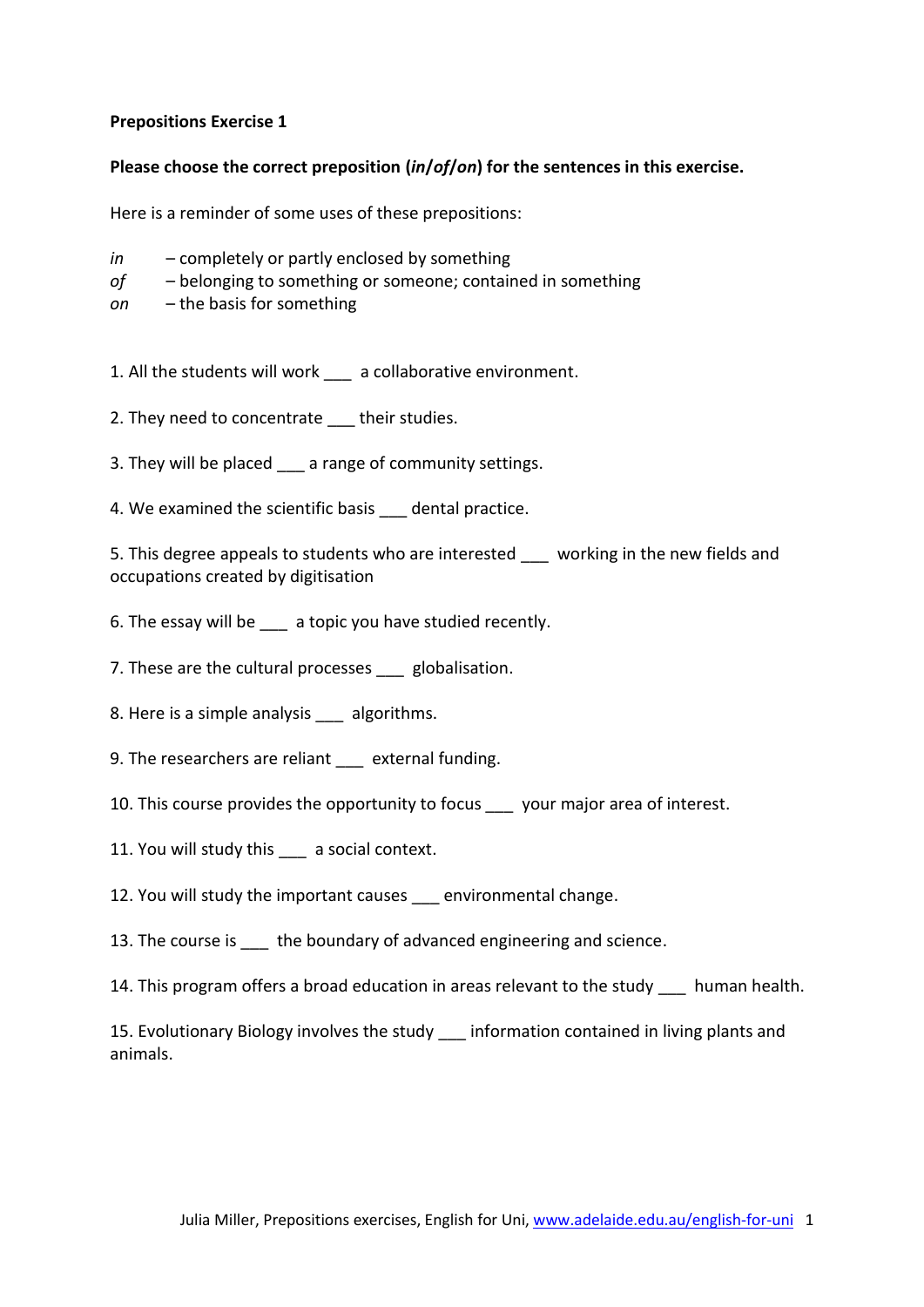**Prepositions Exercise 1**

**Please choose the correct preposition (*in*/*of*/*on*) for the sentences in this exercise.**

Here is a reminder of some uses of these prepositions:

*in* – completely or partly enclosed by something
*of* – belonging to something or someone; contained in something
*on* – the basis for something

1. All the students will work ___ a collaborative environment.

2. They need to concentrate ___ their studies.

3. They will be placed ___ a range of community settings.

4. We examined the scientific basis ___ dental practice.

5. This degree appeals to students who are interested ___ working in the new fields and occupations created by digitisation

6. The essay will be ___ a topic you have studied recently.

7. These are the cultural processes ___ globalisation.

8. Here is a simple analysis ___ algorithms.

9. The researchers are reliant ___ external funding.

10. This course provides the opportunity to focus ___ your major area of interest.

11. You will study this ___ a social context.

12. You will study the important causes ___ environmental change.

13. The course is ___ the boundary of advanced engineering and science.

14. This program offers a broad education in areas relevant to the study ___ human health.

15. Evolutionary Biology involves the study ___ information contained in living plants and animals.

Julia Miller, Prepositions exercises, English for Uni, www.adelaide.edu.au/english-for-uni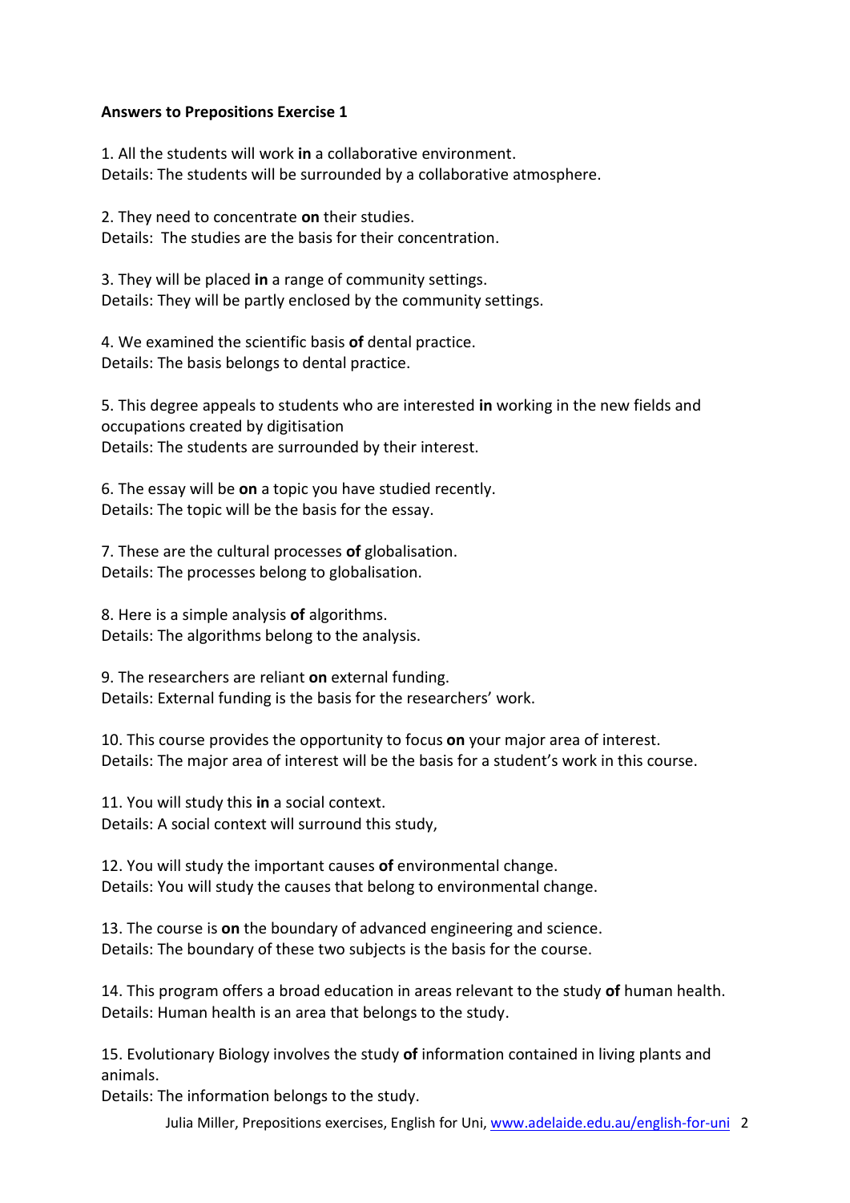**Answers to Prepositions Exercise 1**

1. All the students will work **in** a collaborative environment.
Details: The students will be surrounded by a collaborative atmosphere.

2. They need to concentrate **on** their studies.
Details: The studies are the basis for their concentration.

3. They will be placed **in** a range of community settings.
Details: They will be partly enclosed by the community settings.

4. We examined the scientific basis **of** dental practice.
Details: The basis belongs to dental practice.

5. This degree appeals to students who are interested **in** working in the new fields and occupations created by digitisation
Details: The students are surrounded by their interest.

6. The essay will be **on** a topic you have studied recently.
Details: The topic will be the basis for the essay.

7. These are the cultural processes **of** globalisation.
Details: The processes belong to globalisation.

8. Here is a simple analysis **of** algorithms.
Details: The algorithms belong to the analysis.

9. The researchers are reliant **on** external funding.
Details: External funding is the basis for the researchers' work.

10. This course provides the opportunity to focus **on** your major area of interest.
Details: The major area of interest will be the basis for a student's work in this course.

11. You will study this **in** a social context.
Details: A social context will surround this study,

12. You will study the important causes **of** environmental change.
Details: You will study the causes that belong to environmental change.

13. The course is **on** the boundary of advanced engineering and science.
Details: The boundary of these two subjects is the basis for the course.

14. This program offers a broad education in areas relevant to the study **of** human health.
Details: Human health is an area that belongs to the study.

15. Evolutionary Biology involves the study **of** information contained in living plants and animals.
Details: The information belongs to the study.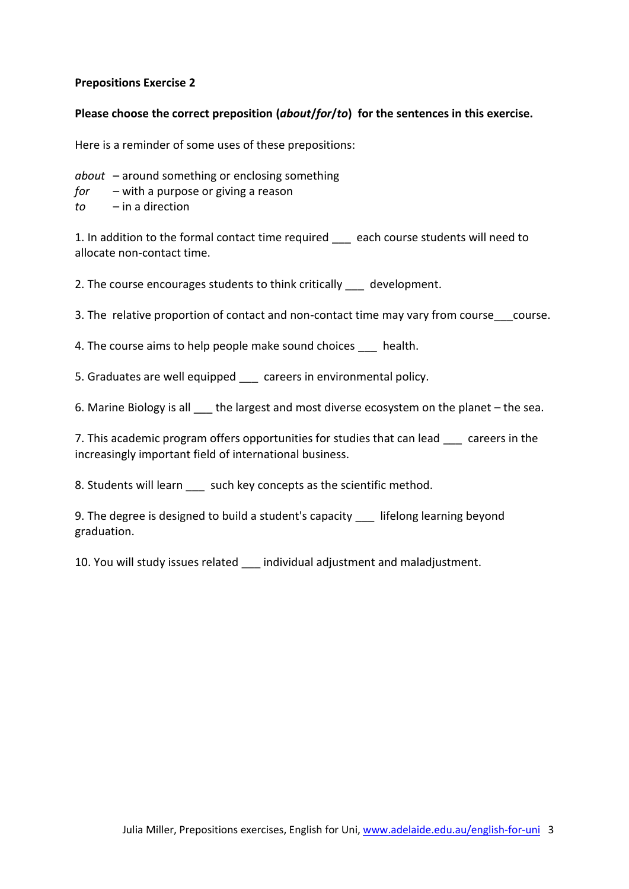**Prepositions Exercise 2**

**Please choose the correct preposition (*about*/*for*/*to*) for the sentences in this exercise.**

Here is a reminder of some uses of these prepositions:

*about* – around something or enclosing something
*for* – with a purpose or giving a reason
*to* – in a direction

1. In addition to the formal contact time required ___ each course students will need to allocate non-contact time.

2. The course encourages students to think critically ___ development.

3. The relative proportion of contact and non-contact time may vary from course___course.

4. The course aims to help people make sound choices ___ health.

5. Graduates are well equipped ___ careers in environmental policy.

6. Marine Biology is all ___ the largest and most diverse ecosystem on the planet – the sea.

7. This academic program offers opportunities for studies that can lead ___ careers in the increasingly important field of international business.

8. Students will learn ___ such key concepts as the scientific method.

9. The degree is designed to build a student's capacity ___ lifelong learning beyond graduation.

10. You will study issues related ___ individual adjustment and maladjustment.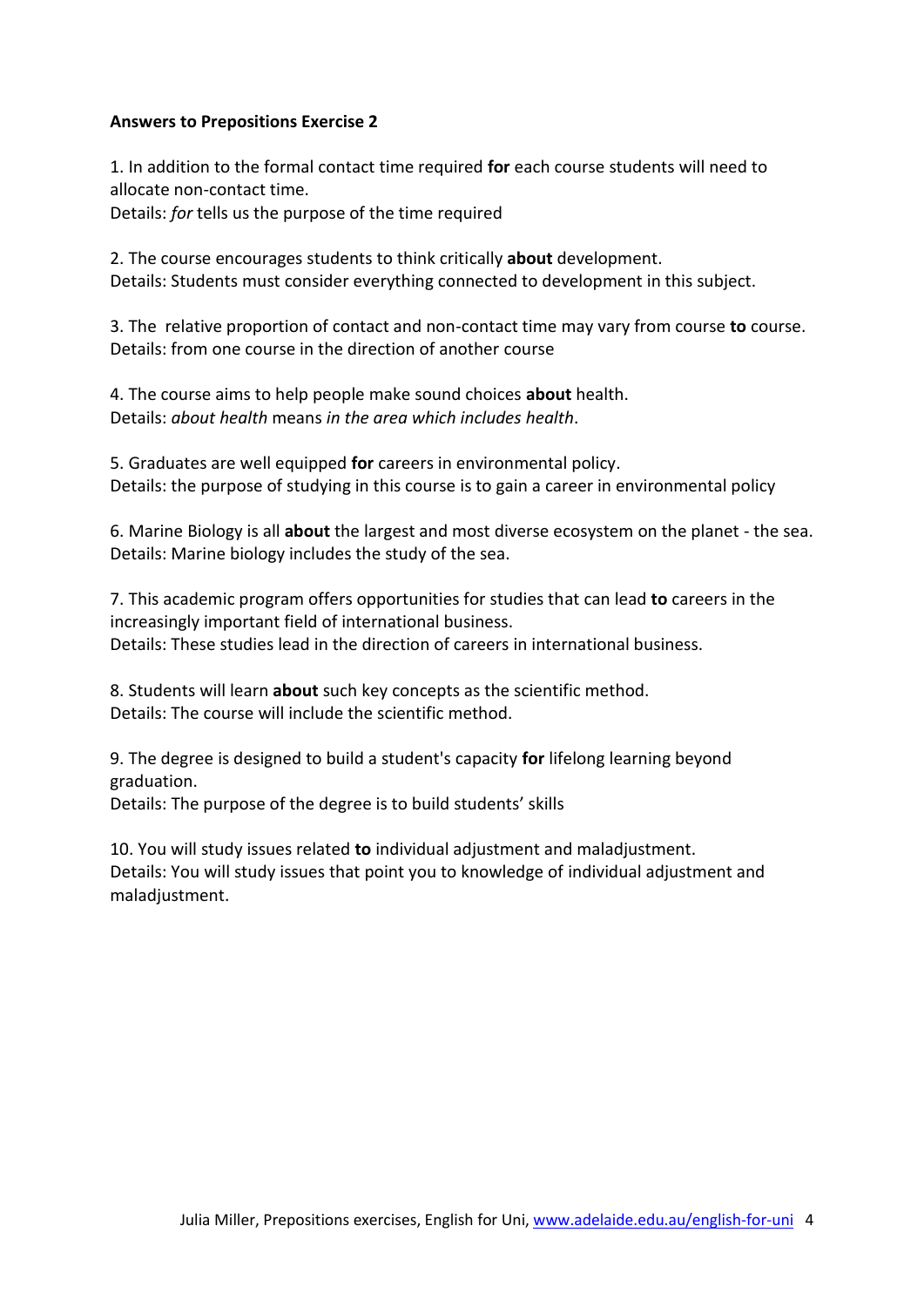**Answers to Prepositions Exercise 2**

1. In addition to the formal contact time required **for** each course students will need to allocate non-contact time.
Details: *for* tells us the purpose of the time required

2. The course encourages students to think critically **about** development.
Details: Students must consider everything connected to development in this subject.

3. The relative proportion of contact and non-contact time may vary from course **to** course.
Details: from one course in the direction of another course

4. The course aims to help people make sound choices **about** health.
Details: *about health* means *in the area which includes health*.

5. Graduates are well equipped **for** careers in environmental policy.
Details: the purpose of studying in this course is to gain a career in environmental policy

6. Marine Biology is all **about** the largest and most diverse ecosystem on the planet - the sea.
Details: Marine biology includes the study of the sea.

7. This academic program offers opportunities for studies that can lead **to** careers in the increasingly important field of international business.
Details: These studies lead in the direction of careers in international business.

8. Students will learn **about** such key concepts as the scientific method.
Details: The course will include the scientific method.

9. The degree is designed to build a student's capacity **for** lifelong learning beyond graduation.
Details: The purpose of the degree is to build students' skills

10. You will study issues related **to** individual adjustment and maladjustment.
Details: You will study issues that point you to knowledge of individual adjustment and maladjustment.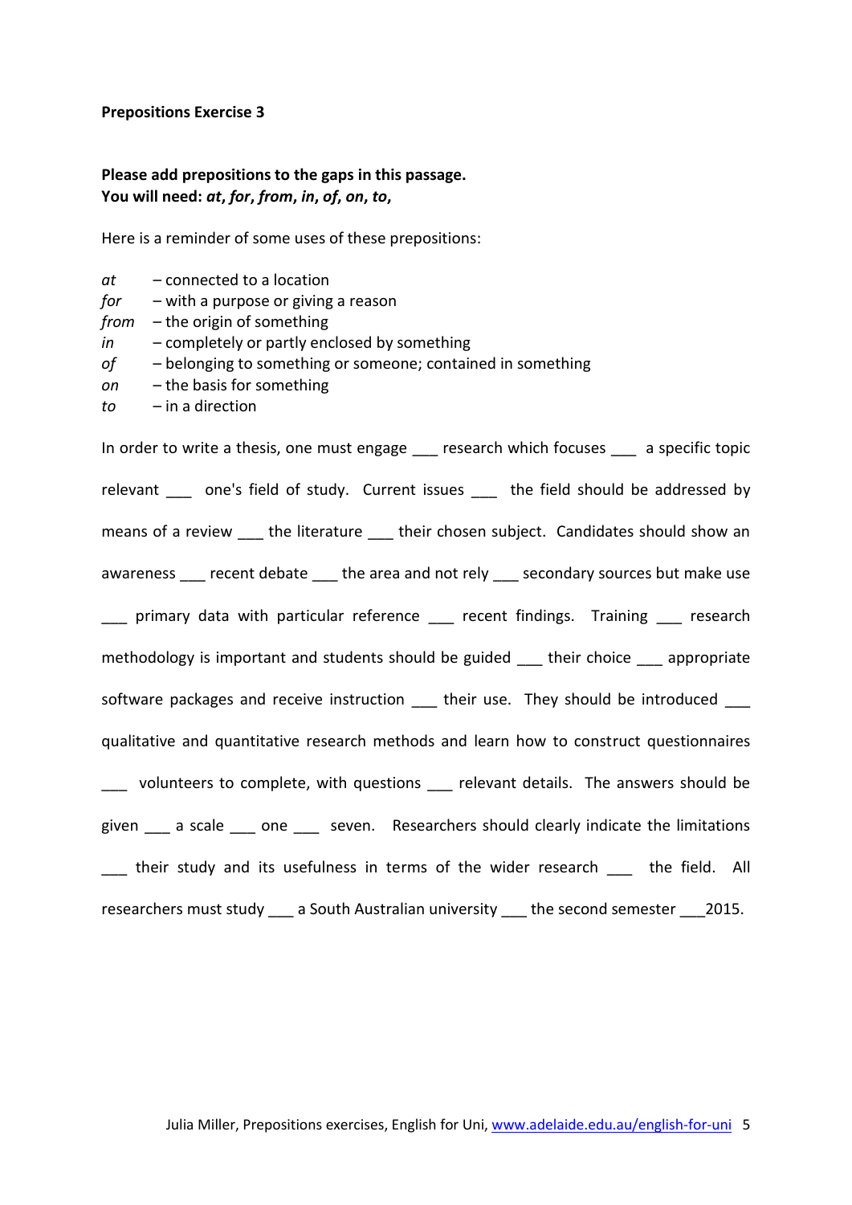**Prepositions Exercise 3**

**Please add prepositions to the gaps in this passage.**
**You will need: *at*, *for*, *from*, *in*, *of*, *on*, *to*,**

Here is a reminder of some uses of these prepositions:

*at* – connected to a location
*for* – with a purpose or giving a reason
*from* – the origin of something
*in* – completely or partly enclosed by something
*of* – belonging to something or someone; contained in something
*on* – the basis for something
*to* – in a direction

In order to write a thesis, one must engage ___ research which focuses ___ a specific topic relevant ___ one's field of study. Current issues ___ the field should be addressed by means of a review ___ the literature ___ their chosen subject. Candidates should show an awareness ___ recent debate ___ the area and not rely ___ secondary sources but make use ___ primary data with particular reference ___ recent findings. Training ___ research methodology is important and students should be guided ___ their choice ___ appropriate software packages and receive instruction ___ their use. They should be introduced ___ qualitative and quantitative research methods and learn how to construct questionnaires ___ volunteers to complete, with questions ___ relevant details. The answers should be given ___ a scale ___ one ___ seven. Researchers should clearly indicate the limitations ___ their study and its usefulness in terms of the wider research ___ the field. All researchers must study ___ a South Australian university ___ the second semester ___2015.

Julia Miller, Prepositions exercises, English for Uni, www.adelaide.edu.au/english-for-uni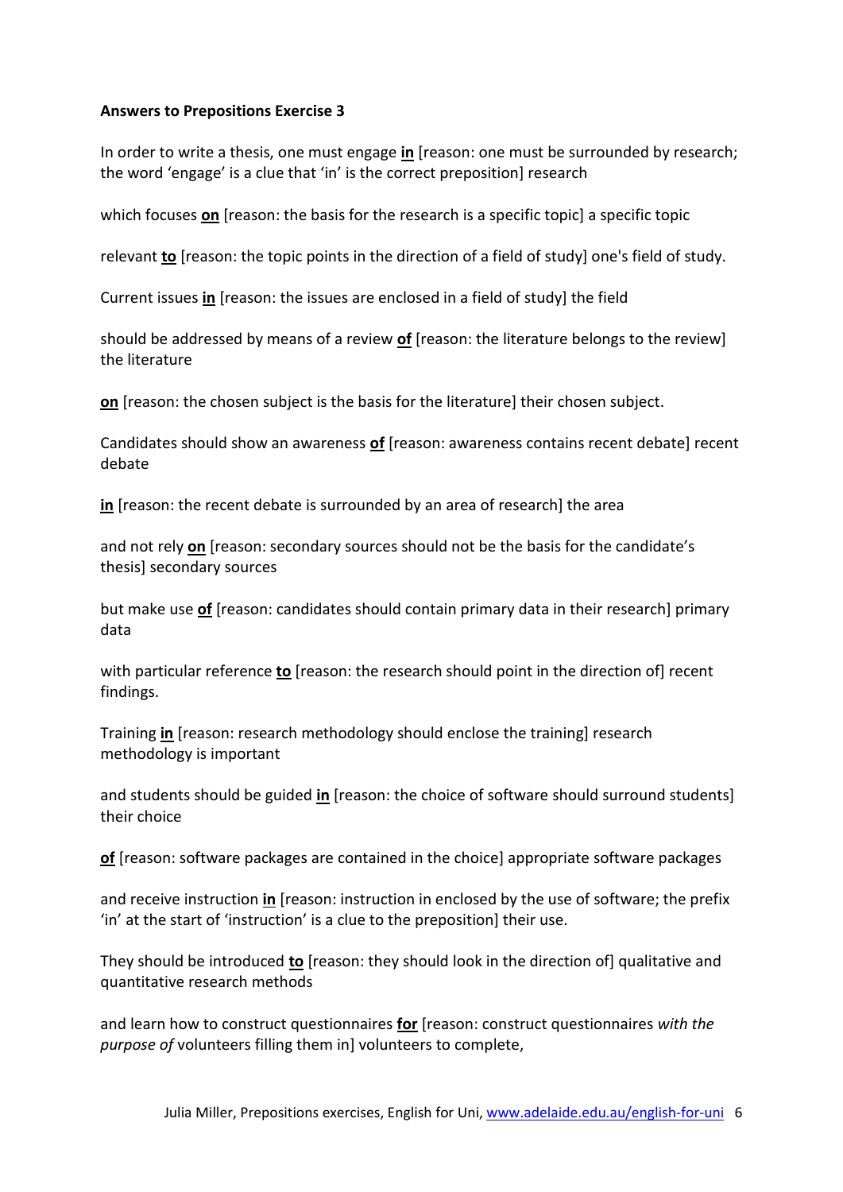**Answers to Prepositions Exercise 3**

In order to write a thesis, one must engage **in** [reason: one must be surrounded by research; the word 'engage' is a clue that 'in' is the correct preposition] research

which focuses **on** [reason: the basis for the research is a specific topic] a specific topic

relevant **to** [reason: the topic points in the direction of a field of study] one's field of study.

Current issues **in** [reason: the issues are enclosed in a field of study] the field

should be addressed by means of a review **of** [reason: the literature belongs to the review] the literature

**on** [reason: the chosen subject is the basis for the literature] their chosen subject.

Candidates should show an awareness **of** [reason: awareness contains recent debate] recent debate

**in** [reason: the recent debate is surrounded by an area of research] the area

and not rely **on** [reason: secondary sources should not be the basis for the candidate's thesis] secondary sources

but make use **of** [reason: candidates should contain primary data in their research] primary data

with particular reference **to** [reason: the research should point in the direction of] recent findings.

Training **in** [reason: research methodology should enclose the training] research methodology is important

and students should be guided **in** [reason: the choice of software should surround students] their choice

**of** [reason: software packages are contained in the choice] appropriate software packages

and receive instruction **in** [reason: instruction in enclosed by the use of software; the prefix 'in' at the start of 'instruction' is a clue to the preposition] their use.

They should be introduced **to** [reason: they should look in the direction of] qualitative and quantitative research methods

and learn how to construct questionnaires **for** [reason: construct questionnaires *with the purpose of* volunteers filling them in] volunteers to complete,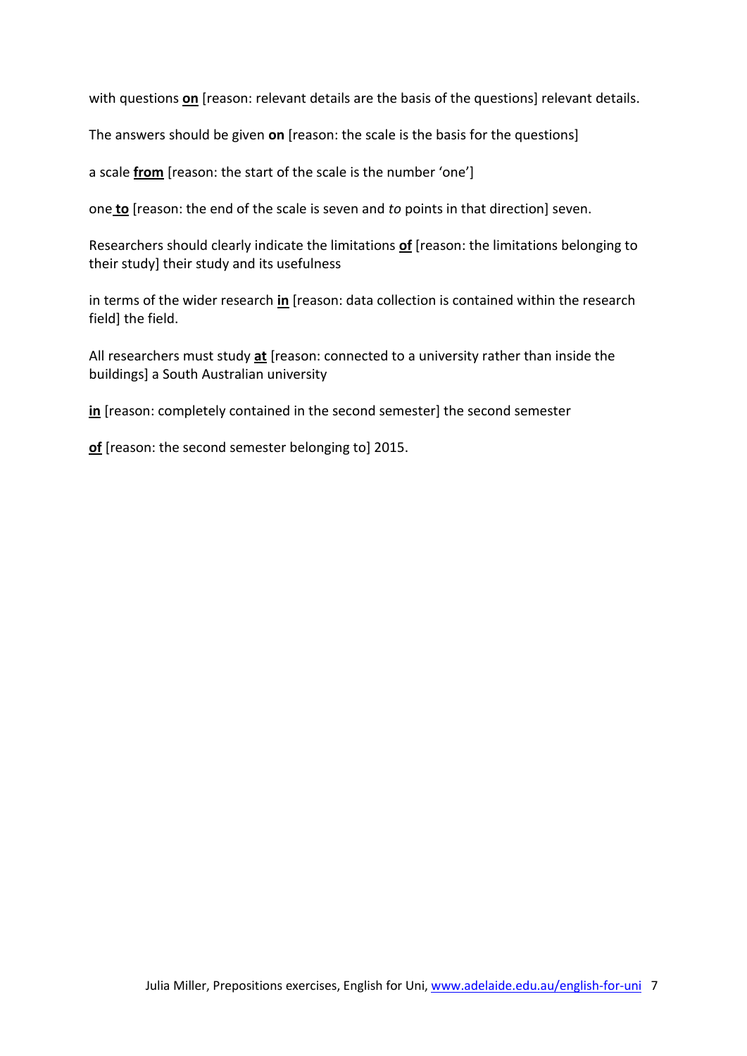with questions **on** [reason: relevant details are the basis of the questions] relevant details.

The answers should be given **on** [reason: the scale is the basis for the questions]

a scale **from** [reason: the start of the scale is the number 'one']

one **to** [reason: the end of the scale is seven and *to* points in that direction] seven.

Researchers should clearly indicate the limitations **of** [reason: the limitations belonging to their study] their study and its usefulness

in terms of the wider research **in** [reason: data collection is contained within the research field] the field.

All researchers must study **at** [reason: connected to a university rather than inside the buildings] a South Australian university

**in** [reason: completely contained in the second semester] the second semester

**of** [reason: the second semester belonging to] 2015.